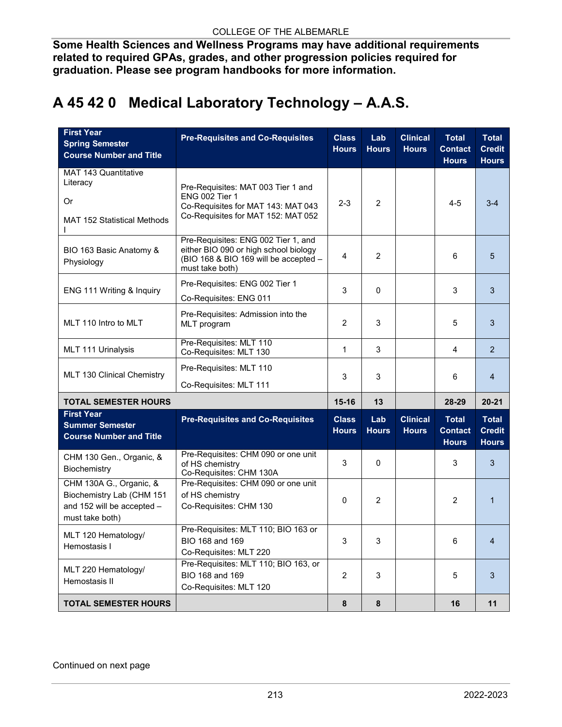**Some Health Sciences and Wellness Programs may have additional requirements related to required GPAs, grades, and other progression policies required for graduation. Please see program handbooks for more information.**

# A 45 42 0 Medical Laboratory Technology – A.A.S.

| First Year Spring Semester Course Number and Title | Pre-Requisites and Co-Requisites | Class Hours | Lab Hours | Clinical Hours | Total Contact Hours | Total Credit Hours |
|---|---|---|---|---|---|---|
| MAT 143 Quantitative Literacy Or MAT 152 Statistical Methods I | Pre-Requisites: MAT 003 Tier 1 and ENG 002 Tier 1 Co-Requisites for MAT 143: MAT 043 Co-Requisites for MAT 152: MAT 052 | 2-3 | 2 | | 4-5 | 3-4 |
| BIO 163 Basic Anatomy & Physiology | Pre-Requisites: ENG 002 Tier 1, and either BIO 090 or high school biology (BIO 168 & BIO 169 will be accepted – must take both) | 4 | 2 | | 6 | 5 |
| ENG 111 Writing & Inquiry | Pre-Requisites: ENG 002 Tier 1 Co-Requisites: ENG 011 | 3 | 0 | | 3 | 3 |
| MLT 110 Intro to MLT | Pre-Requisites: Admission into the MLT program | 2 | 3 | | 5 | 3 |
| MLT 111 Urinalysis | Pre-Requisites: MLT 110 Co-Requisites: MLT 130 | 1 | 3 | | 4 | 2 |
| MLT 130 Clinical Chemistry | Pre-Requisites: MLT 110 Co-Requisites: MLT 111 | 3 | 3 | | 6 | 4 |
| **TOTAL SEMESTER HOURS** | | **15-16** | **13** | | **28-29** | **20-21** |
| **First Year Summer Semester Course Number and Title** | **Pre-Requisites and Co-Requisites** | **Class Hours** | **Lab Hours** | **Clinical Hours** | **Total Contact Hours** | **Total Credit Hours** |
| CHM 130 Gen., Organic, & Biochemistry | Pre-Requisites: CHM 090 or one unit of HS chemistry Co-Requisites: CHM 130A | 3 | 0 | | 3 | 3 |
| CHM 130A G., Organic, & Biochemistry Lab (CHM 151 and 152 will be accepted – must take both) | Pre-Requisites: CHM 090 or one unit of HS chemistry Co-Requisites: CHM 130 | 0 | 2 | | 2 | 1 |
| MLT 120 Hematology/ Hemostasis I | Pre-Requisites: MLT 110; BIO 163 or BIO 168 and 169 Co-Requisites: MLT 220 | 3 | 3 | | 6 | 4 |
| MLT 220 Hematology/ Hemostasis II | Pre-Requisites: MLT 110; BIO 163, or BIO 168 and 169 Co-Requisites: MLT 120 | 2 | 3 | | 5 | 3 |
| **TOTAL SEMESTER HOURS** | | **8** | **8** | | **16** | **11** |

Continued on next page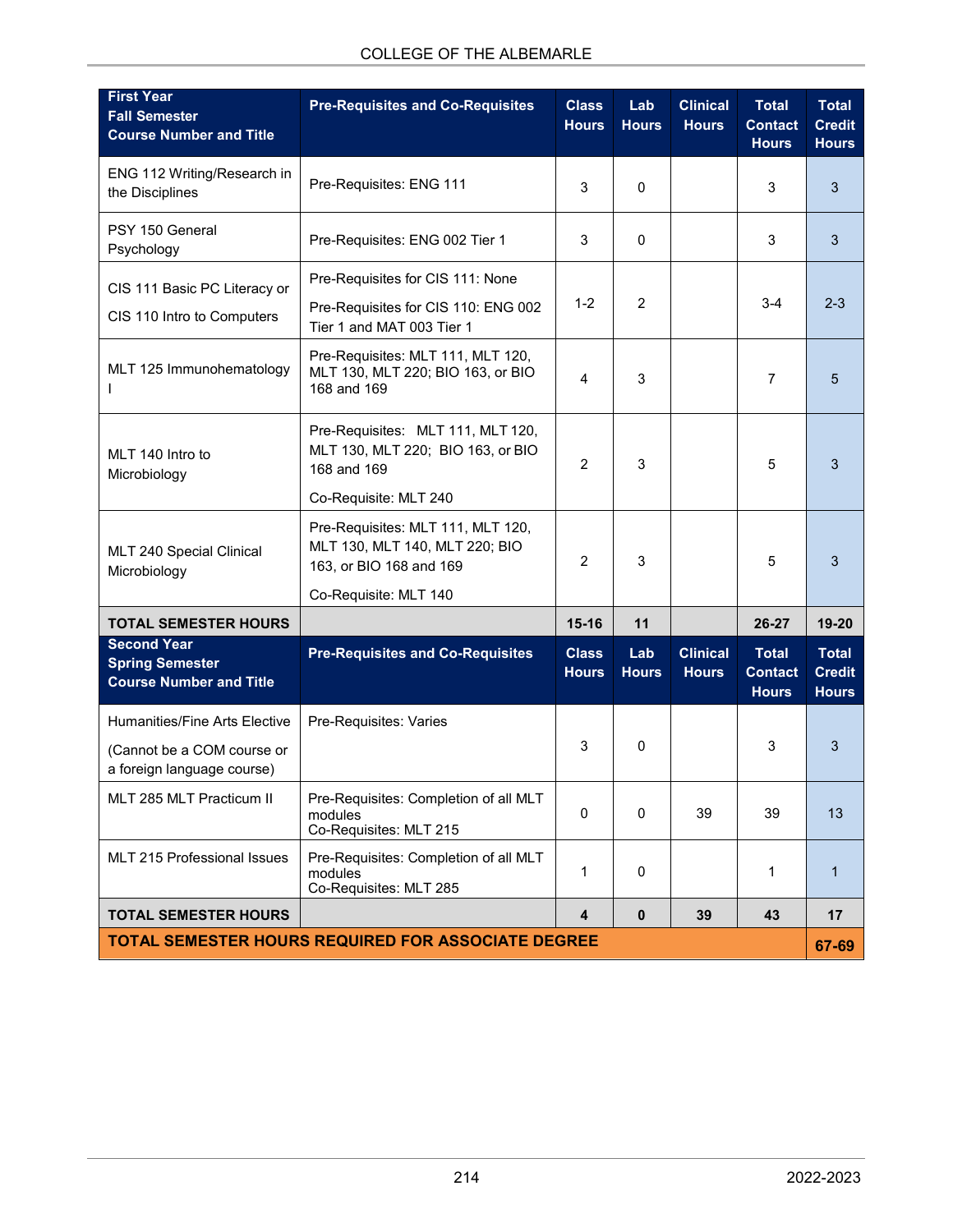| First Year<br>Fall Semester<br>Course Number and Title | Pre-Requisites and Co-Requisites | Class Hours | Lab Hours | Clinical Hours | Total Contact Hours | Total Credit Hours |
|---|---|---|---|---|---|---|
| ENG 112 Writing/Research in the Disciplines | Pre-Requisites: ENG 111 | 3 | 0 | | 3 | 3 |
| PSY 150 General Psychology | Pre-Requisites: ENG 002 Tier 1 | 3 | 0 | | 3 | 3 |
| CIS 111 Basic PC Literacy or<br>CIS 110 Intro to Computers | Pre-Requisites for CIS 111: None<br>Pre-Requisites for CIS 110: ENG 002 Tier 1 and MAT 003 Tier 1 | 1-2 | 2 | | 3-4 | 2-3 |
| MLT 125 Immunohematology I | Pre-Requisites: MLT 111, MLT 120, MLT 130, MLT 220; BIO 163, or BIO 168 and 169 | 4 | 3 | | 7 | 5 |
| MLT 140 Intro to Microbiology | Pre-Requisites: MLT 111, MLT 120, MLT 130, MLT 220; BIO 163, or BIO 168 and 169<br>Co-Requisite: MLT 240 | 2 | 3 | | 5 | 3 |
| MLT 240 Special Clinical Microbiology | Pre-Requisites: MLT 111, MLT 120, MLT 130, MLT 140, MLT 220; BIO 163, or BIO 168 and 169<br>Co-Requisite: MLT 140 | 2 | 3 | | 5 | 3 |
| **TOTAL SEMESTER HOURS** | | **15-16** | **11** | | **26-27** | **19-20** |
| **Second Year<br>Spring Semester<br>Course Number and Title** | **Pre-Requisites and Co-Requisites** | **Class Hours** | **Lab Hours** | **Clinical Hours** | **Total Contact Hours** | **Total Credit Hours** |
| Humanities/Fine Arts Elective<br>(Cannot be a COM course or a foreign language course) | Pre-Requisites: Varies | 3 | 0 | | 3 | 3 |
| MLT 285 MLT Practicum II | Pre-Requisites: Completion of all MLT modules<br>Co-Requisites: MLT 215 | 0 | 0 | 39 | 39 | 13 |
| MLT 215 Professional Issues | Pre-Requisites: Completion of all MLT modules<br>Co-Requisites: MLT 285 | 1 | 0 | | 1 | 1 |
| **TOTAL SEMESTER HOURS** | | **4** | **0** | **39** | **43** | **17** |
| **TOTAL SEMESTER HOURS REQUIRED FOR ASSOCIATE DEGREE** | | | | | | **67-69** |